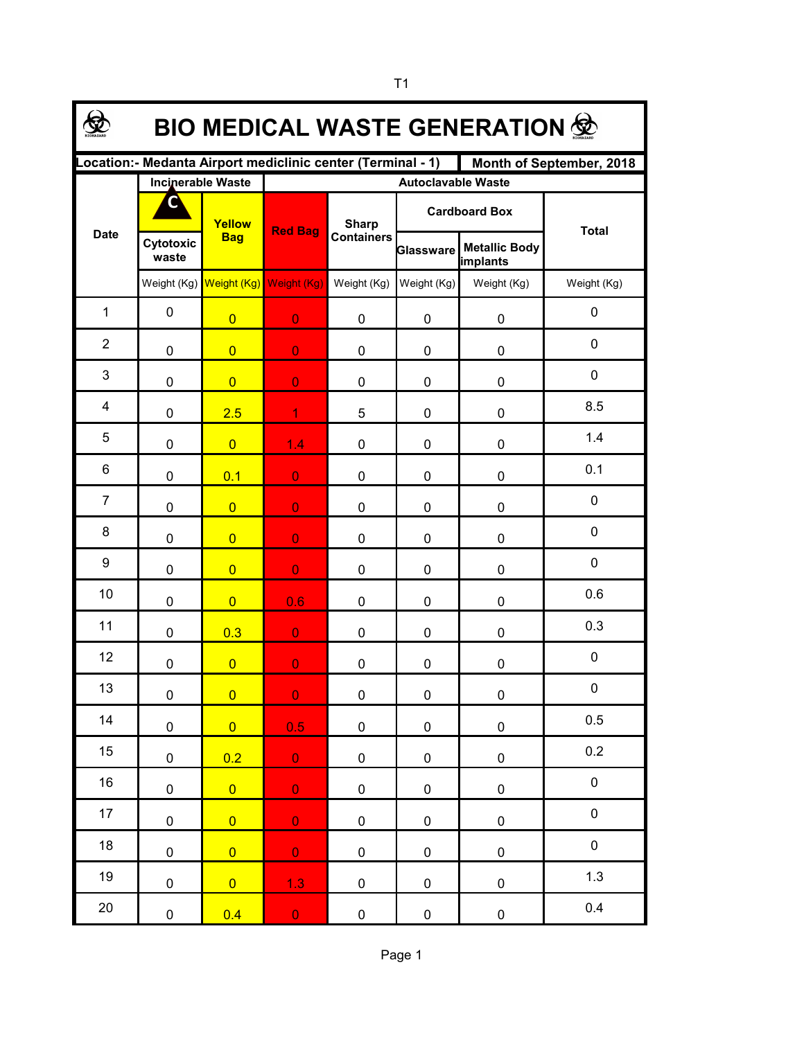T1

# BIO MEDICAL WASTE GENERATION

| Location:- Medanta Airport mediclinic center (Terminal - 1) | | | | | | Month of September, 2018 | |
|---|---|---|---|---|---|---|---|
| Date | Incinerable Waste | Autoclavable Waste | | | | | |
| | Cytotoxic waste | Yellow Bag | Red Bag | Sharp Containers | Cardboard Box | | Total |
| | | | | | Glassware | Metallic Body implants | |
| | Weight (Kg) | Weight (Kg) | Weight (Kg) | Weight (Kg) | Weight (Kg) | Weight (Kg) | Weight (Kg) |
| 1 | 0 | 0 | 0 | 0 | 0 | 0 | 0 |
| 2 | 0 | 0 | 0 | 0 | 0 | 0 | 0 |
| 3 | 0 | 0 | 0 | 0 | 0 | 0 | 0 |
| 4 | 0 | 2.5 | 1 | 5 | 0 | 0 | 8.5 |
| 5 | 0 | 0 | 1.4 | 0 | 0 | 0 | 1.4 |
| 6 | 0 | 0.1 | 0 | 0 | 0 | 0 | 0.1 |
| 7 | 0 | 0 | 0 | 0 | 0 | 0 | 0 |
| 8 | 0 | 0 | 0 | 0 | 0 | 0 | 0 |
| 9 | 0 | 0 | 0 | 0 | 0 | 0 | 0 |
| 10 | 0 | 0 | 0.6 | 0 | 0 | 0 | 0.6 |
| 11 | 0 | 0.3 | 0 | 0 | 0 | 0 | 0.3 |
| 12 | 0 | 0 | 0 | 0 | 0 | 0 | 0 |
| 13 | 0 | 0 | 0 | 0 | 0 | 0 | 0 |
| 14 | 0 | 0 | 0.5 | 0 | 0 | 0 | 0.5 |
| 15 | 0 | 0.2 | 0 | 0 | 0 | 0 | 0.2 |
| 16 | 0 | 0 | 0 | 0 | 0 | 0 | 0 |
| 17 | 0 | 0 | 0 | 0 | 0 | 0 | 0 |
| 18 | 0 | 0 | 0 | 0 | 0 | 0 | 0 |
| 19 | 0 | 0 | 1.3 | 0 | 0 | 0 | 1.3 |
| 20 | 0 | 0.4 | 0 | 0 | 0 | 0 | 0.4 |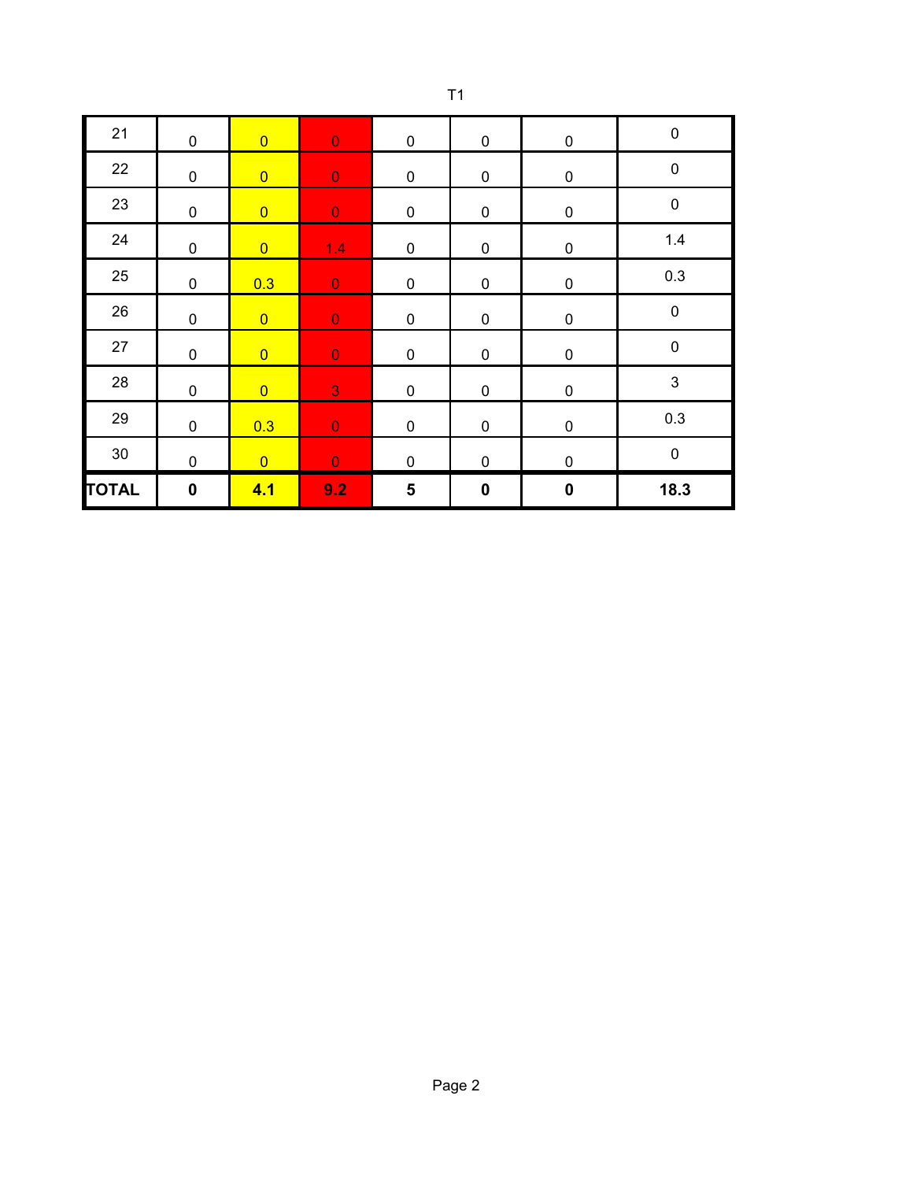T1

| | | | | | | | |
|---|---|---|---|---|---|---|---|
| 21 | 0 | 0 | 0 | 0 | 0 | 0 | 0 |
| 22 | 0 | 0 | 0 | 0 | 0 | 0 | 0 |
| 23 | 0 | 0 | 0 | 0 | 0 | 0 | 0 |
| 24 | 0 | 0 | 1.4 | 0 | 0 | 0 | 1.4 |
| 25 | 0 | 0.3 | 0 | 0 | 0 | 0 | 0.3 |
| 26 | 0 | 0 | 0 | 0 | 0 | 0 | 0 |
| 27 | 0 | 0 | 0 | 0 | 0 | 0 | 0 |
| 28 | 0 | 0 | 3 | 0 | 0 | 0 | 3 |
| 29 | 0 | 0.3 | 0 | 0 | 0 | 0 | 0.3 |
| 30 | 0 | 0 | 0 | 0 | 0 | 0 | 0 |
| **TOTAL** | **0** | **4.1** | **9.2** | **5** | **0** | **0** | **18.3** |